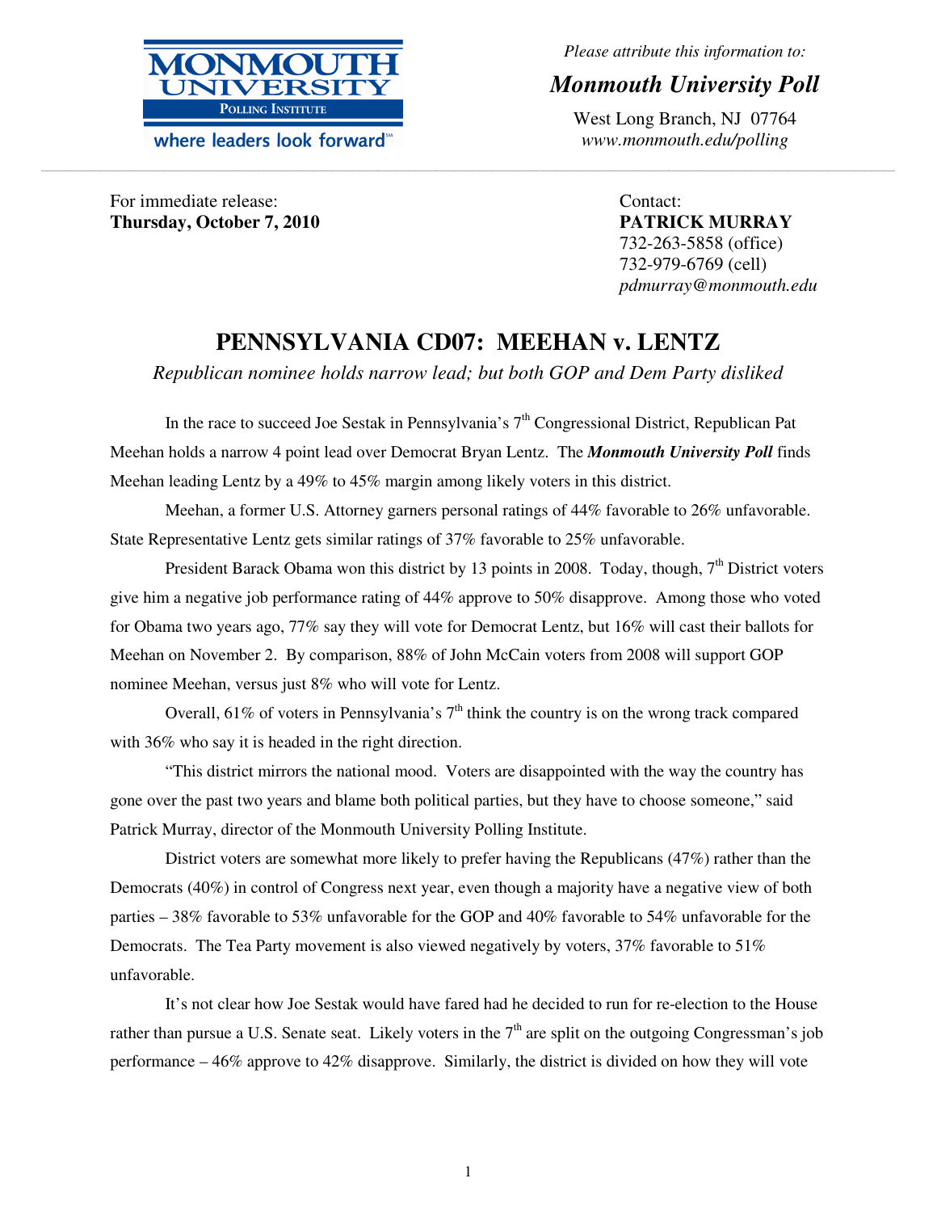MONMOUTH UNIVERSITY POLLING INSTITUTE

where leaders look forward℠

*Please attribute this information to:*

***Monmouth University Poll***

West Long Branch, NJ 07764
*www.monmouth.edu/polling*

---

For immediate release:
**Thursday, October 7, 2010**

Contact:
**PATRICK MURRAY**
732-263-5858 (office)
732-979-6769 (cell)
*pdmurray@monmouth.edu*

# PENNSYLVANIA CD07: MEEHAN v. LENTZ

*Republican nominee holds narrow lead; but both GOP and Dem Party disliked*

In the race to succeed Joe Sestak in Pennsylvania's 7th Congressional District, Republican Pat Meehan holds a narrow 4 point lead over Democrat Bryan Lentz. The ***Monmouth University Poll*** finds Meehan leading Lentz by a 49% to 45% margin among likely voters in this district.

Meehan, a former U.S. Attorney garners personal ratings of 44% favorable to 26% unfavorable. State Representative Lentz gets similar ratings of 37% favorable to 25% unfavorable.

President Barack Obama won this district by 13 points in 2008. Today, though, 7th District voters give him a negative job performance rating of 44% approve to 50% disapprove. Among those who voted for Obama two years ago, 77% say they will vote for Democrat Lentz, but 16% will cast their ballots for Meehan on November 2. By comparison, 88% of John McCain voters from 2008 will support GOP nominee Meehan, versus just 8% who will vote for Lentz.

Overall, 61% of voters in Pennsylvania's 7th think the country is on the wrong track compared with 36% who say it is headed in the right direction.

"This district mirrors the national mood. Voters are disappointed with the way the country has gone over the past two years and blame both political parties, but they have to choose someone," said Patrick Murray, director of the Monmouth University Polling Institute.

District voters are somewhat more likely to prefer having the Republicans (47%) rather than the Democrats (40%) in control of Congress next year, even though a majority have a negative view of both parties – 38% favorable to 53% unfavorable for the GOP and 40% favorable to 54% unfavorable for the Democrats. The Tea Party movement is also viewed negatively by voters, 37% favorable to 51% unfavorable.

It's not clear how Joe Sestak would have fared had he decided to run for re-election to the House rather than pursue a U.S. Senate seat. Likely voters in the 7th are split on the outgoing Congressman's job performance – 46% approve to 42% disapprove. Similarly, the district is divided on how they will vote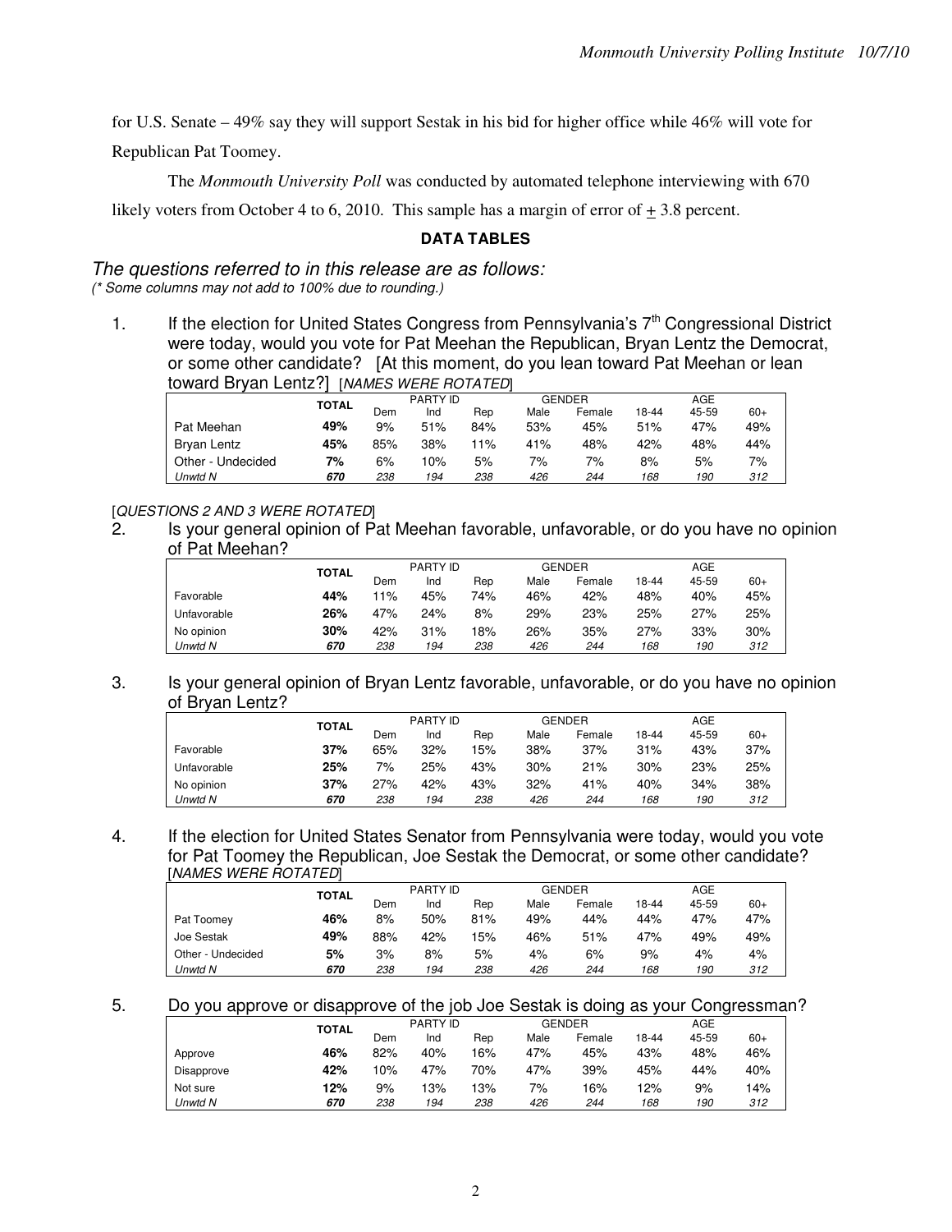for U.S. Senate – 49% say they will support Sestak in his bid for higher office while 46% will vote for Republican Pat Toomey.

The *Monmouth University Poll* was conducted by automated telephone interviewing with 670 likely voters from October 4 to 6, 2010. This sample has a margin of error of ± 3.8 percent.

## DATA TABLES

*The questions referred to in this release are as follows:*
*(\* Some columns may not add to 100% due to rounding.)*

1. If the election for United States Congress from Pennsylvania's 7th Congressional District were today, would you vote for Pat Meehan the Republican, Bryan Lentz the Democrat, or some other candidate? [At this moment, do you lean toward Pat Meehan or lean toward Bryan Lentz?] [*NAMES WERE ROTATED*]

| | TOTAL | PARTY ID | | | GENDER | | AGE | | |
|---|---|---|---|---|---|---|---|---|---|
| | | Dem | Ind | Rep | Male | Female | 18-44 | 45-59 | 60+ |
| Pat Meehan | **49%** | 9% | 51% | 84% | 53% | 45% | 51% | 47% | 49% |
| Bryan Lentz | **45%** | 85% | 38% | 11% | 41% | 48% | 42% | 48% | 44% |
| Other - Undecided | **7%** | 6% | 10% | 5% | 7% | 7% | 8% | 5% | 7% |
| *Unwtd N* | ***670*** | *238* | *194* | *238* | *426* | *244* | *168* | *190* | *312* |

[*QUESTIONS 2 AND 3 WERE ROTATED*]

2. Is your general opinion of Pat Meehan favorable, unfavorable, or do you have no opinion of Pat Meehan?

| | TOTAL | PARTY ID | | | GENDER | | AGE | | |
|---|---|---|---|---|---|---|---|---|---|
| | | Dem | Ind | Rep | Male | Female | 18-44 | 45-59 | 60+ |
| Favorable | **44%** | 11% | 45% | 74% | 46% | 42% | 48% | 40% | 45% |
| Unfavorable | **26%** | 47% | 24% | 8% | 29% | 23% | 25% | 27% | 25% |
| No opinion | **30%** | 42% | 31% | 18% | 26% | 35% | 27% | 33% | 30% |
| *Unwtd N* | ***670*** | *238* | *194* | *238* | *426* | *244* | *168* | *190* | *312* |

3. Is your general opinion of Bryan Lentz favorable, unfavorable, or do you have no opinion of Bryan Lentz?

| | TOTAL | PARTY ID | | | GENDER | | AGE | | |
|---|---|---|---|---|---|---|---|---|---|
| | | Dem | Ind | Rep | Male | Female | 18-44 | 45-59 | 60+ |
| Favorable | **37%** | 65% | 32% | 15% | 38% | 37% | 31% | 43% | 37% |
| Unfavorable | **25%** | 7% | 25% | 43% | 30% | 21% | 30% | 23% | 25% |
| No opinion | **37%** | 27% | 42% | 43% | 32% | 41% | 40% | 34% | 38% |
| *Unwtd N* | ***670*** | *238* | *194* | *238* | *426* | *244* | *168* | *190* | *312* |

4. If the election for United States Senator from Pennsylvania were today, would you vote for Pat Toomey the Republican, Joe Sestak the Democrat, or some other candidate? [*NAMES WERE ROTATED*]

| | TOTAL | PARTY ID | | | GENDER | | AGE | | |
|---|---|---|---|---|---|---|---|---|---|
| | | Dem | Ind | Rep | Male | Female | 18-44 | 45-59 | 60+ |
| Pat Toomey | **46%** | 8% | 50% | 81% | 49% | 44% | 44% | 47% | 47% |
| Joe Sestak | **49%** | 88% | 42% | 15% | 46% | 51% | 47% | 49% | 49% |
| Other - Undecided | **5%** | 3% | 8% | 5% | 4% | 6% | 9% | 4% | 4% |
| *Unwtd N* | ***670*** | *238* | *194* | *238* | *426* | *244* | *168* | *190* | *312* |

5. Do you approve or disapprove of the job Joe Sestak is doing as your Congressman?

| | TOTAL | PARTY ID | | | GENDER | | AGE | | |
|---|---|---|---|---|---|---|---|---|---|
| | | Dem | Ind | Rep | Male | Female | 18-44 | 45-59 | 60+ |
| Approve | **46%** | 82% | 40% | 16% | 47% | 45% | 43% | 48% | 46% |
| Disapprove | **42%** | 10% | 47% | 70% | 47% | 39% | 45% | 44% | 40% |
| Not sure | **12%** | 9% | 13% | 13% | 7% | 16% | 12% | 9% | 14% |
| *Unwtd N* | ***670*** | *238* | *194* | *238* | *426* | *244* | *168* | *190* | *312* |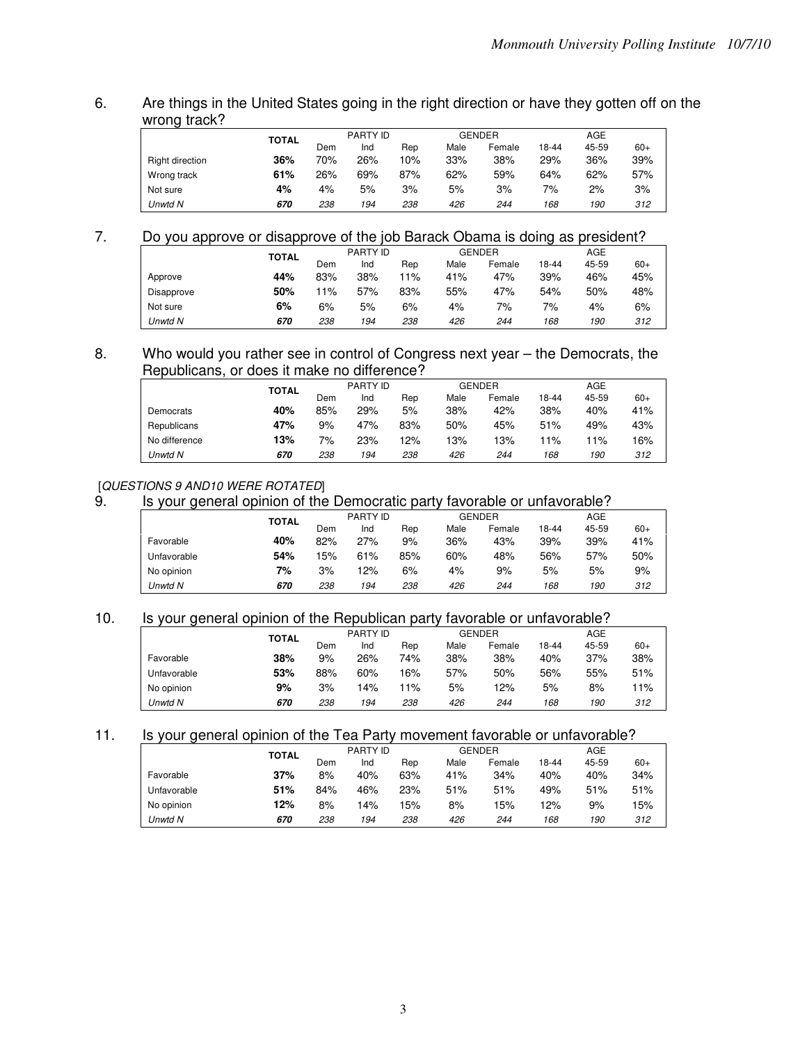6. Are things in the United States going in the right direction or have they gotten off on the wrong track?

| | TOTAL | PARTY ID | | | GENDER | | AGE | | |
|---|---|---|---|---|---|---|---|---|---|
| | | Dem | Ind | Rep | Male | Female | 18-44 | 45-59 | 60+ |
| Right direction | **36%** | 70% | 26% | 10% | 33% | 38% | 29% | 36% | 39% |
| Wrong track | **61%** | 26% | 69% | 87% | 62% | 59% | 64% | 62% | 57% |
| Not sure | **4%** | 4% | 5% | 3% | 5% | 3% | 7% | 2% | 3% |
| *Unwtd N* | ***670*** | *238* | *194* | *238* | *426* | *244* | *168* | *190* | *312* |

7. Do you approve or disapprove of the job Barack Obama is doing as president?

| | TOTAL | PARTY ID | | | GENDER | | AGE | | |
|---|---|---|---|---|---|---|---|---|---|
| | | Dem | Ind | Rep | Male | Female | 18-44 | 45-59 | 60+ |
| Approve | **44%** | 83% | 38% | 11% | 41% | 47% | 39% | 46% | 45% |
| Disapprove | **50%** | 11% | 57% | 83% | 55% | 47% | 54% | 50% | 48% |
| Not sure | **6%** | 6% | 5% | 6% | 4% | 7% | 7% | 4% | 6% |
| *Unwtd N* | ***670*** | *238* | *194* | *238* | *426* | *244* | *168* | *190* | *312* |

8. Who would you rather see in control of Congress next year – the Democrats, the Republicans, or does it make no difference?

| | TOTAL | PARTY ID | | | GENDER | | AGE | | |
|---|---|---|---|---|---|---|---|---|---|
| | | Dem | Ind | Rep | Male | Female | 18-44 | 45-59 | 60+ |
| Democrats | **40%** | 85% | 29% | 5% | 38% | 42% | 38% | 40% | 41% |
| Republicans | **47%** | 9% | 47% | 83% | 50% | 45% | 51% | 49% | 43% |
| No difference | **13%** | 7% | 23% | 12% | 13% | 13% | 11% | 11% | 16% |
| *Unwtd N* | ***670*** | *238* | *194* | *238* | *426* | *244* | *168* | *190* | *312* |

[*QUESTIONS 9 AND10 WERE ROTATED*]

9. Is your general opinion of the Democratic party favorable or unfavorable?

| | TOTAL | PARTY ID | | | GENDER | | AGE | | |
|---|---|---|---|---|---|---|---|---|---|
| | | Dem | Ind | Rep | Male | Female | 18-44 | 45-59 | 60+ |
| Favorable | **40%** | 82% | 27% | 9% | 36% | 43% | 39% | 39% | 41% |
| Unfavorable | **54%** | 15% | 61% | 85% | 60% | 48% | 56% | 57% | 50% |
| No opinion | **7%** | 3% | 12% | 6% | 4% | 9% | 5% | 5% | 9% |
| *Unwtd N* | ***670*** | *238* | *194* | *238* | *426* | *244* | *168* | *190* | *312* |

10. Is your general opinion of the Republican party favorable or unfavorable?

| | TOTAL | PARTY ID | | | GENDER | | AGE | | |
|---|---|---|---|---|---|---|---|---|---|
| | | Dem | Ind | Rep | Male | Female | 18-44 | 45-59 | 60+ |
| Favorable | **38%** | 9% | 26% | 74% | 38% | 38% | 40% | 37% | 38% |
| Unfavorable | **53%** | 88% | 60% | 16% | 57% | 50% | 56% | 55% | 51% |
| No opinion | **9%** | 3% | 14% | 11% | 5% | 12% | 5% | 8% | 11% |
| *Unwtd N* | ***670*** | *238* | *194* | *238* | *426* | *244* | *168* | *190* | *312* |

11. Is your general opinion of the Tea Party movement favorable or unfavorable?

| | TOTAL | PARTY ID | | | GENDER | | AGE | | |
|---|---|---|---|---|---|---|---|---|---|
| | | Dem | Ind | Rep | Male | Female | 18-44 | 45-59 | 60+ |
| Favorable | **37%** | 8% | 40% | 63% | 41% | 34% | 40% | 40% | 34% |
| Unfavorable | **51%** | 84% | 46% | 23% | 51% | 51% | 49% | 51% | 51% |
| No opinion | **12%** | 8% | 14% | 15% | 8% | 15% | 12% | 9% | 15% |
| *Unwtd N* | ***670*** | *238* | *194* | *238* | *426* | *244* | *168* | *190* | *312* |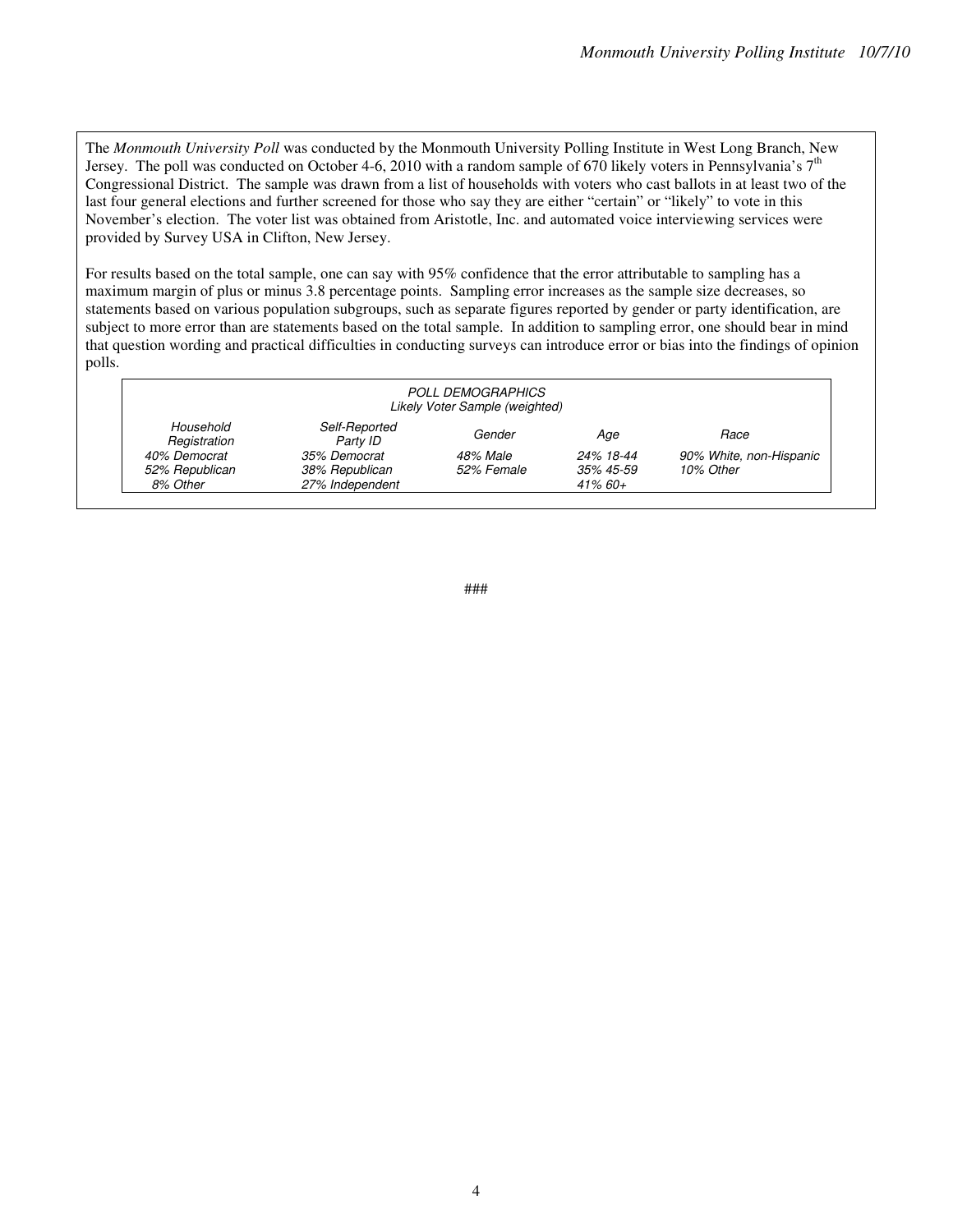The *Monmouth University Poll* was conducted by the Monmouth University Polling Institute in West Long Branch, New Jersey. The poll was conducted on October 4-6, 2010 with a random sample of 670 likely voters in Pennsylvania's 7th Congressional District. The sample was drawn from a list of households with voters who cast ballots in at least two of the last four general elections and further screened for those who say they are either "certain" or "likely" to vote in this November's election. The voter list was obtained from Aristotle, Inc. and automated voice interviewing services were provided by Survey USA in Clifton, New Jersey.

For results based on the total sample, one can say with 95% confidence that the error attributable to sampling has a maximum margin of plus or minus 3.8 percentage points. Sampling error increases as the sample size decreases, so statements based on various population subgroups, such as separate figures reported by gender or party identification, are subject to more error than are statements based on the total sample. In addition to sampling error, one should bear in mind that question wording and practical difficulties in conducting surveys can introduce error or bias into the findings of opinion polls.

*POLL DEMOGRAPHICS*
*Likely Voter Sample (weighted)*

| Household Registration | Self-Reported Party ID | Gender | Age | Race |
|---|---|---|---|---|
| 40% Democrat | 35% Democrat | 48% Male | 24% 18-44 | 90% White, non-Hispanic |
| 52% Republican | 38% Republican | 52% Female | 35% 45-59 | 10% Other |
| 8% Other | 27% Independent | | 41% 60+ | |

###